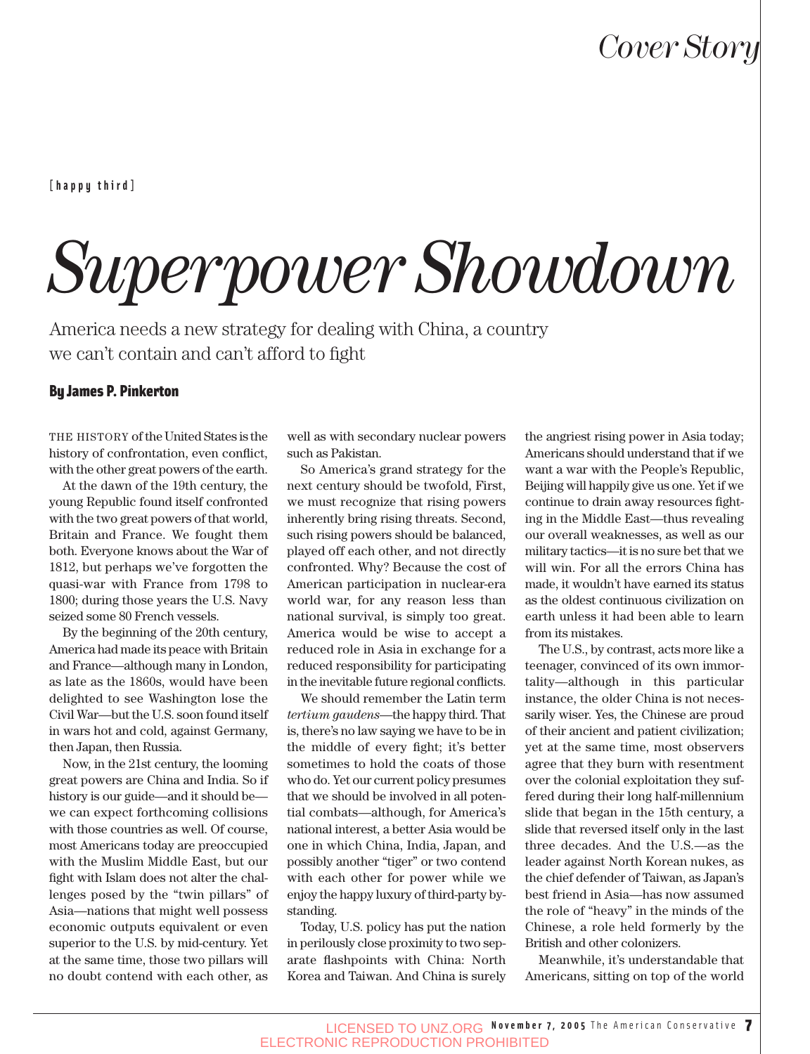Cover Story

[happy third]

# Superpower Showdown

America needs a new strategy for dealing with China, a country we can't contain and can't afford to fight

**By James P. Pinkerton**

THE HISTORY of the United States is the history of confrontation, even conflict, with the other great powers of the earth.

At the dawn of the 19th century, the young Republic found itself confronted with the two great powers of that world, Britain and France. We fought them both. Everyone knows about the War of 1812, but perhaps we've forgotten the quasi-war with France from 1798 to 1800; during those years the U.S. Navy seized some 80 French vessels.

By the beginning of the 20th century, America had made its peace with Britain and France—although many in London, as late as the 1860s, would have been delighted to see Washington lose the Civil War—but the U.S. soon found itself in wars hot and cold, against Germany, then Japan, then Russia.

Now, in the 21st century, the looming great powers are China and India. So if history is our guide—and it should be—we can expect forthcoming collisions with those countries as well. Of course, most Americans today are preoccupied with the Muslim Middle East, but our fight with Islam does not alter the challenges posed by the "twin pillars" of Asia—nations that might well possess economic outputs equivalent or even superior to the U.S. by mid-century. Yet at the same time, those two pillars will no doubt contend with each other, as well as with secondary nuclear powers such as Pakistan.

So America's grand strategy for the next century should be twofold, First, we must recognize that rising powers inherently bring rising threats. Second, such rising powers should be balanced, played off each other, and not directly confronted. Why? Because the cost of American participation in nuclear-era world war, for any reason less than national survival, is simply too great. America would be wise to accept a reduced role in Asia in exchange for a reduced responsibility for participating in the inevitable future regional conflicts.

We should remember the Latin term *tertium gaudens*—the happy third. That is, there's no law saying we have to be in the middle of every fight; it's better sometimes to hold the coats of those who do. Yet our current policy presumes that we should be involved in all potential combats—although, for America's national interest, a better Asia would be one in which China, India, Japan, and possibly another "tiger" or two contend with each other for power while we enjoy the happy luxury of third-party bystanding.

Today, U.S. policy has put the nation in perilously close proximity to two separate flashpoints with China: North Korea and Taiwan. And China is surely the angriest rising power in Asia today; Americans should understand that if we want a war with the People's Republic, Beijing will happily give us one. Yet if we continue to drain away resources fighting in the Middle East—thus revealing our overall weaknesses, as well as our military tactics—it is no sure bet that we will win. For all the errors China has made, it wouldn't have earned its status as the oldest continuous civilization on earth unless it had been able to learn from its mistakes.

The U.S., by contrast, acts more like a teenager, convinced of its own immortality—although in this particular instance, the older China is not necessarily wiser. Yes, the Chinese are proud of their ancient and patient civilization; yet at the same time, most observers agree that they burn with resentment over the colonial exploitation they suffered during their long half-millennium slide that began in the 15th century, a slide that reversed itself only in the last three decades. And the U.S.—as the leader against North Korean nukes, as the chief defender of Taiwan, as Japan's best friend in Asia—has now assumed the role of "heavy" in the minds of the Chinese, a role held formerly by the British and other colonizers.

Meanwhile, it's understandable that Americans, sitting on top of the world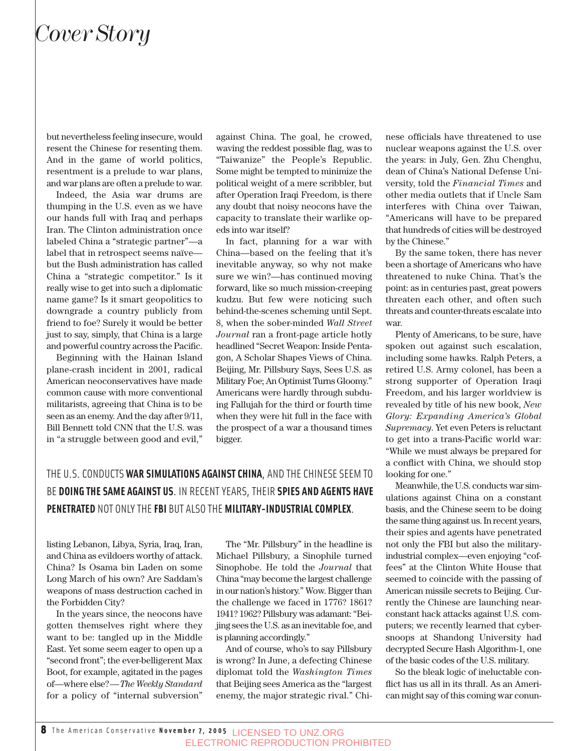but nevertheless feeling insecure, would resent the Chinese for resenting them. And in the game of world politics, resentment is a prelude to war plans, and war plans are often a prelude to war.

Indeed, the Asia war drums are thumping in the U.S. even as we have our hands full with Iraq and perhaps Iran. The Clinton administration once labeled China a "strategic partner"—a label that in retrospect seems naïve—but the Bush administration has called China a "strategic competitor." Is it really wise to get into such a diplomatic name game? Is it smart geopolitics to downgrade a country publicly from friend to foe? Surely it would be better just to say, simply, that China is a large and powerful country across the Pacific.

Beginning with the Hainan Island plane-crash incident in 2001, radical American neoconservatives have made common cause with more conventional militarists, agreeing that China is to be seen as an enemy. And the day after 9/11, Bill Bennett told CNN that the U.S. was in "a struggle between good and evil," listing Lebanon, Libya, Syria, Iraq, Iran, and China as evildoers worthy of attack. China? Is Osama bin Laden on some Long March of his own? Are Saddam's weapons of mass destruction cached in the Forbidden City?

In the years since, the neocons have gotten themselves right where they want to be: tangled up in the Middle East. Yet some seem eager to open up a "second front"; the ever-belligerent Max Boot, for example, agitated in the pages of—where else?—*The Weekly Standard* for a policy of "internal subversion" against China. The goal, he crowed, waving the reddest possible flag, was to "Taiwanize" the People's Republic. Some might be tempted to minimize the political weight of a mere scribbler, but after Operation Iraqi Freedom, is there any doubt that noisy neocons have the capacity to translate their warlike op-eds into war itself?

In fact, planning for a war with China—based on the feeling that it's inevitable anyway, so why not make sure we win?—has continued moving forward, like so much mission-creeping kudzu. But few were noticing such behind-the-scenes scheming until Sept. 8, when the sober-minded *Wall Street Journal* ran a front-page article hotly headlined "Secret Weapon: Inside Pentagon, A Scholar Shapes Views of China. Beijing, Mr. Pillsbury Says, Sees U.S. as Military Foe; An Optimist Turns Gloomy." Americans were hardly through subduing Fallujah for the third or fourth time when they were hit full in the face with the prospect of a war a thousand times bigger.

The "Mr. Pillsbury" in the headline is Michael Pillsbury, a Sinophile turned Sinophobe. He told the *Journal* that China "may become the largest challenge in our nation's history." Wow. Bigger than the challenge we faced in 1776? 1861? 1941? 1962? Pillsbury was adamant: "Beijing sees the U.S. as an inevitable foe, and is planning accordingly."

And of course, who's to say Pillsbury is wrong? In June, a defecting Chinese diplomat told the *Washington Times* that Beijing sees America as the "largest enemy, the major strategic rival." Chinese officials have threatened to use nuclear weapons against the U.S. over the years: in July, Gen. Zhu Chenghu, dean of China's National Defense University, told the *Financial Times* and other media outlets that if Uncle Sam interferes with China over Taiwan, "Americans will have to be prepared that hundreds of cities will be destroyed by the Chinese."

By the same token, there has never been a shortage of Americans who have threatened to nuke China. That's the point: as in centuries past, great powers threaten each other, and often such threats and counter-threats escalate into war.

Plenty of Americans, to be sure, have spoken out against such escalation, including some hawks. Ralph Peters, a retired U.S. Army colonel, has been a strong supporter of Operation Iraqi Freedom, and his larger worldview is revealed by title of his new book, *New Glory: Expanding America's Global Supremacy*. Yet even Peters is reluctant to get into a trans-Pacific world war: "While we must always be prepared for a conflict with China, we should stop looking for one."

Meanwhile, the U.S. conducts war simulations against China on a constant basis, and the Chinese seem to be doing the same thing against us. In recent years, their spies and agents have penetrated not only the FBI but also the military-industrial complex—even enjoying "coffees" at the Clinton White House that seemed to coincide with the passing of American missile secrets to Beijing. Currently the Chinese are launching near-constant hack attacks against U.S. computers; we recently learned that cybersnoops at Shandong University had decrypted Secure Hash Algorithm-1, one of the basic codes of the U.S. military.

So the bleak logic of ineluctable conflict has us all in its thrall. As an American might say of this coming war conun-

> THE U.S. CONDUCTS **WAR SIMULATIONS AGAINST CHINA**, AND THE CHINESE SEEM TO BE **DOING THE SAME AGAINST US**. IN RECENT YEARS, THEIR **SPIES AND AGENTS HAVE PENETRATED** NOT ONLY THE **FBI** BUT ALSO THE **MILITARY-INDUSTRIAL COMPLEX**.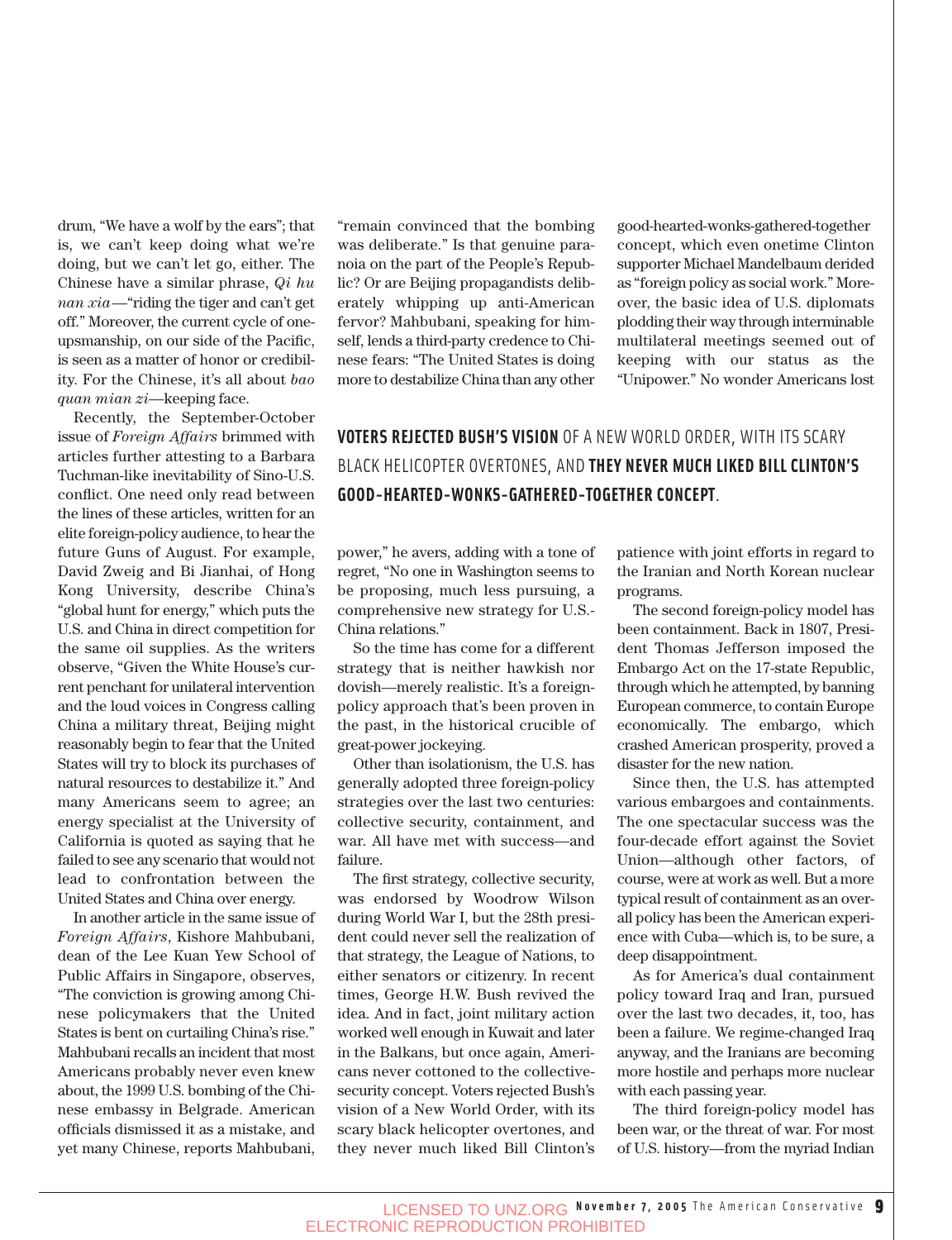drum, "We have a wolf by the ears"; that is, we can't keep doing what we're doing, but we can't let go, either. The Chinese have a similar phrase, *Qi hu nan xia*—"riding the tiger and can't get off." Moreover, the current cycle of one-upsmanship, on our side of the Pacific, is seen as a matter of honor or credibility. For the Chinese, it's all about *bao quan mian zi*—keeping face.

Recently, the September-October issue of *Foreign Affairs* brimmed with articles further attesting to a Barbara Tuchman-like inevitability of Sino-U.S. conflict. One need only read between the lines of these articles, written for an elite foreign-policy audience, to hear the future Guns of August. For example, David Zweig and Bi Jianhai, of Hong Kong University, describe China's "global hunt for energy," which puts the U.S. and China in direct competition for the same oil supplies. As the writers observe, "Given the White House's current penchant for unilateral intervention and the loud voices in Congress calling China a military threat, Beijing might reasonably begin to fear that the United States will try to block its purchases of natural resources to destabilize it." And many Americans seem to agree; an energy specialist at the University of California is quoted as saying that he failed to see any scenario that would not lead to confrontation between the United States and China over energy.

In another article in the same issue of *Foreign Affairs*, Kishore Mahbubani, dean of the Lee Kuan Yew School of Public Affairs in Singapore, observes, "The conviction is growing among Chinese policymakers that the United States is bent on curtailing China's rise." Mahbubani recalls an incident that most Americans probably never even knew about, the 1999 U.S. bombing of the Chinese embassy in Belgrade. American officials dismissed it as a mistake, and yet many Chinese, reports Mahbubani, "remain convinced that the bombing was deliberate." Is that genuine paranoia on the part of the People's Republic? Or are Beijing propagandists deliberately whipping up anti-American fervor? Mahbubani, speaking for himself, lends a third-party credence to Chinese fears: "The United States is doing more to destabilize China than any other power," he avers, adding with a tone of regret, "No one in Washington seems to be proposing, much less pursuing, a comprehensive new strategy for U.S.-China relations."

So the time has come for a different strategy that is neither hawkish nor dovish—merely realistic. It's a foreign-policy approach that's been proven in the past, in the historical crucible of great-power jockeying.

Other than isolationism, the U.S. has generally adopted three foreign-policy strategies over the last two centuries: collective security, containment, and war. All have met with success—and failure.

The first strategy, collective security, was endorsed by Woodrow Wilson during World War I, but the 28th president could never sell the realization of that strategy, the League of Nations, to either senators or citizenry. In recent times, George H.W. Bush revived the idea. And in fact, joint military action worked well enough in Kuwait and later in the Balkans, but once again, Americans never cottoned to the collective-security concept. Voters rejected Bush's vision of a New World Order, with its scary black helicopter overtones, and they never much liked Bill Clinton's good-hearted-wonks-gathered-together concept, which even onetime Clinton supporter Michael Mandelbaum derided as "foreign policy as social work." Moreover, the basic idea of U.S. diplomats plodding their way through interminable multilateral meetings seemed out of keeping with our status as the "Unipower." No wonder Americans lost patience with joint efforts in regard to the Iranian and North Korean nuclear programs.

**VOTERS REJECTED BUSH'S VISION** OF A NEW WORLD ORDER, WITH ITS SCARY BLACK HELICOPTER OVERTONES, AND **THEY NEVER MUCH LIKED BILL CLINTON'S GOOD-HEARTED-WONKS-GATHERED-TOGETHER CONCEPT**.

The second foreign-policy model has been containment. Back in 1807, President Thomas Jefferson imposed the Embargo Act on the 17-state Republic, through which he attempted, by banning European commerce, to contain Europe economically. The embargo, which crashed American prosperity, proved a disaster for the new nation.

Since then, the U.S. has attempted various embargoes and containments. The one spectacular success was the four-decade effort against the Soviet Union—although other factors, of course, were at work as well. But a more typical result of containment as an overall policy has been the American experience with Cuba—which is, to be sure, a deep disappointment.

As for America's dual containment policy toward Iraq and Iran, pursued over the last two decades, it, too, has been a failure. We regime-changed Iraq anyway, and the Iranians are becoming more hostile and perhaps more nuclear with each passing year.

The third foreign-policy model has been war, or the threat of war. For most of U.S. history—from the myriad Indian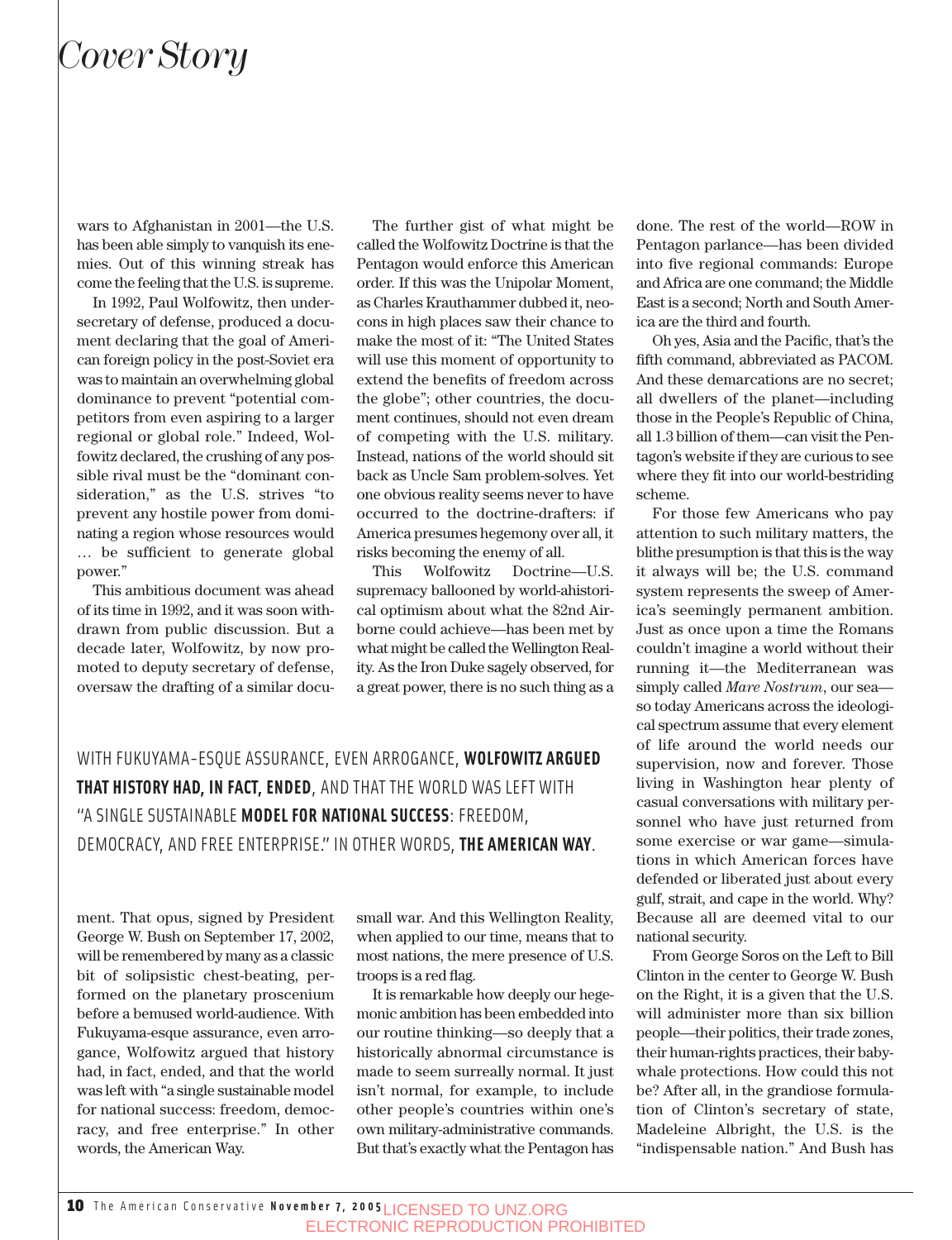wars to Afghanistan in 2001—the U.S. has been able simply to vanquish its enemies. Out of this winning streak has come the feeling that the U.S. is supreme.

In 1992, Paul Wolfowitz, then undersecretary of defense, produced a document declaring that the goal of American foreign policy in the post-Soviet era was to maintain an overwhelming global dominance to prevent "potential competitors from even aspiring to a larger regional or global role." Indeed, Wolfowitz declared, the crushing of any possible rival must be the "dominant consideration," as the U.S. strives "to prevent any hostile power from dominating a region whose resources would … be sufficient to generate global power."

This ambitious document was ahead of its time in 1992, and it was soon withdrawn from public discussion. But a decade later, Wolfowitz, by now promoted to deputy secretary of defense, oversaw the drafting of a similar document. That opus, signed by President George W. Bush on September 17, 2002, will be remembered by many as a classic bit of solipsistic chest-beating, performed on the planetary proscenium before a bemused world-audience. With Fukuyama-esque assurance, even arrogance, Wolfowitz argued that history had, in fact, ended, and that the world was left with "a single sustainable model for national success: freedom, democracy, and free enterprise." In other words, the American Way.

The further gist of what might be called the Wolfowitz Doctrine is that the Pentagon would enforce this American order. If this was the Unipolar Moment, as Charles Krauthammer dubbed it, neocons in high places saw their chance to make the most of it: "The United States will use this moment of opportunity to extend the benefits of freedom across the globe"; other countries, the document continues, should not even dream of competing with the U.S. military. Instead, nations of the world should sit back as Uncle Sam problem-solves. Yet one obvious reality seems never to have occurred to the doctrine-drafters: if America presumes hegemony over all, it risks becoming the enemy of all.

This Wolfowitz Doctrine—U.S. supremacy ballooned by world-ahistorical optimism about what the 82nd Airborne could achieve—has been met by what might be called the Wellington Reality. As the Iron Duke sagely observed, for a great power, there is no such thing as a small war. And this Wellington Reality, when applied to our time, means that to most nations, the mere presence of U.S. troops is a red flag.

> WITH FUKUYAMA-ESQUE ASSURANCE, EVEN ARROGANCE, **WOLFOWITZ ARGUED THAT HISTORY HAD, IN FACT, ENDED**, AND THAT THE WORLD WAS LEFT WITH "A SINGLE SUSTAINABLE **MODEL FOR NATIONAL SUCCESS**: FREEDOM, DEMOCRACY, AND FREE ENTERPRISE." IN OTHER WORDS, **THE AMERICAN WAY**.

It is remarkable how deeply our hegemonic ambition has been embedded into our routine thinking—so deeply that a historically abnormal circumstance is made to seem surreally normal. It just isn't normal, for example, to include other people's countries within one's own military-administrative commands. But that's exactly what the Pentagon has done. The rest of the world—ROW in Pentagon parlance—has been divided into five regional commands: Europe and Africa are one command; the Middle East is a second; North and South America are the third and fourth.

Oh yes, Asia and the Pacific, that's the fifth command, abbreviated as PACOM. And these demarcations are no secret; all dwellers of the planet—including those in the People's Republic of China, all 1.3 billion of them—can visit the Pentagon's website if they are curious to see where they fit into our world-bestriding scheme.

For those few Americans who pay attention to such military matters, the blithe presumption is that this is the way it always will be; the U.S. command system represents the sweep of America's seemingly permanent ambition. Just as once upon a time the Romans couldn't imagine a world without their running it—the Mediterranean was simply called *Mare Nostrum*, our sea—so today Americans across the ideological spectrum assume that every element of life around the world needs our supervision, now and forever. Those living in Washington hear plenty of casual conversations with military personnel who have just returned from some exercise or war game—simulations in which American forces have defended or liberated just about every gulf, strait, and cape in the world. Why? Because all are deemed vital to our national security.

From George Soros on the Left to Bill Clinton in the center to George W. Bush on the Right, it is a given that the U.S. will administer more than six billion people—their politics, their trade zones, their human-rights practices, their baby-whale protections. How could this not be? After all, in the grandiose formulation of Clinton's secretary of state, Madeleine Albright, the U.S. is the "indispensable nation." And Bush has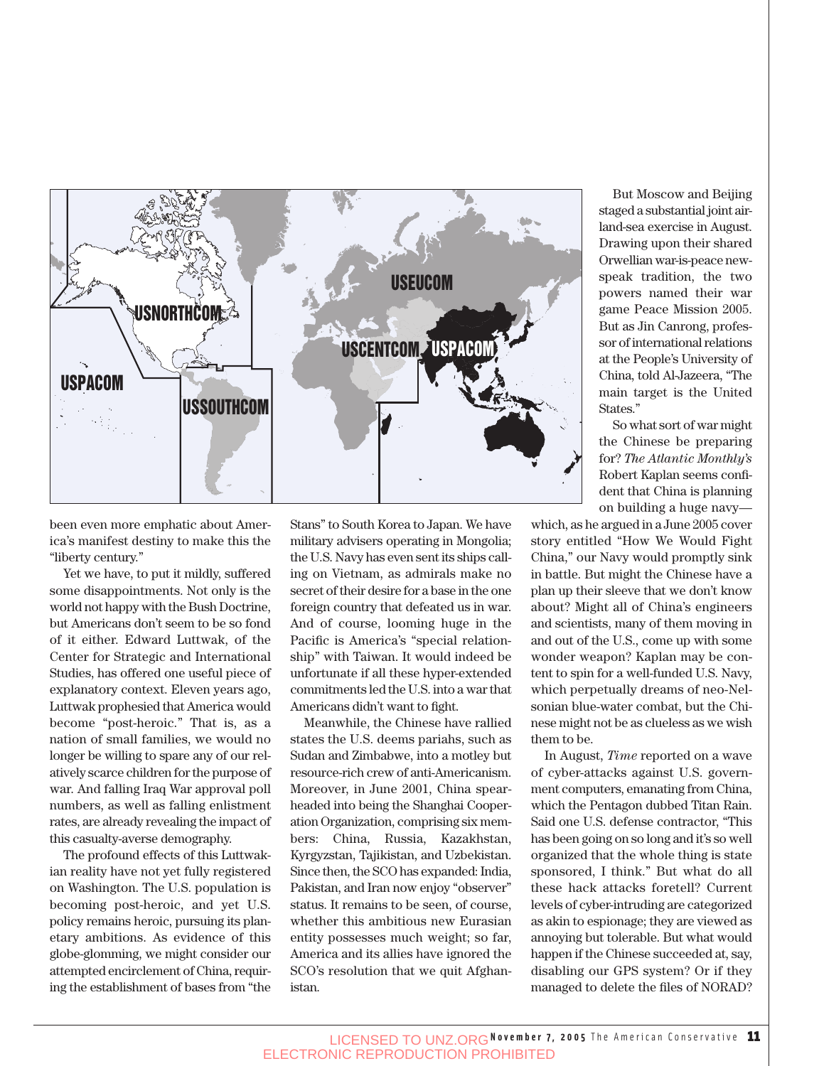been even more emphatic about America's manifest destiny to make this the "liberty century."

Yet we have, to put it mildly, suffered some disappointments. Not only is the world not happy with the Bush Doctrine, but Americans don't seem to be so fond of it either. Edward Luttwak, of the Center for Strategic and International Studies, has offered one useful piece of explanatory context. Eleven years ago, Luttwak prophesied that America would become "post-heroic." That is, as a nation of small families, we would no longer be willing to spare any of our relatively scarce children for the purpose of war. And falling Iraq War approval poll numbers, as well as falling enlistment rates, are already revealing the impact of this casualty-averse demography.

The profound effects of this Luttwakian reality have not yet fully registered on Washington. The U.S. population is becoming post-heroic, and yet U.S. policy remains heroic, pursuing its planetary ambitions. As evidence of this globe-glomming, we might consider our attempted encirclement of China, requiring the establishment of bases from "the Stans" to South Korea to Japan. We have military advisers operating in Mongolia; the U.S. Navy has even sent its ships calling on Vietnam, as admirals make no secret of their desire for a base in the one foreign country that defeated us in war. And of course, looming huge in the Pacific is America's "special relationship" with Taiwan. It would indeed be unfortunate if all these hyper-extended commitments led the U.S. into a war that Americans didn't want to fight.

Meanwhile, the Chinese have rallied states the U.S. deems pariahs, such as Sudan and Zimbabwe, into a motley but resource-rich crew of anti-Americanism. Moreover, in June 2001, China spearheaded into being the Shanghai Cooperation Organization, comprising six members: China, Russia, Kazakhstan, Kyrgyzstan, Tajikistan, and Uzbekistan. Since then, the SCO has expanded: India, Pakistan, and Iran now enjoy "observer" status. It remains to be seen, of course, whether this ambitious new Eurasian entity possesses much weight; so far, America and its allies have ignored the SCO's resolution that we quit Afghanistan.

But Moscow and Beijing staged a substantial joint air-land-sea exercise in August. Drawing upon their shared Orwellian war-is-peace newspeak tradition, the two powers named their war game Peace Mission 2005. But as Jin Canrong, professor of international relations at the People's University of China, told Al-Jazeera, "The main target is the United States."

So what sort of war might the Chinese be preparing for? *The Atlantic Monthly's* Robert Kaplan seems confident that China is planning on building a huge navy—which, as he argued in a June 2005 cover story entitled "How We Would Fight China," our Navy would promptly sink in battle. But might the Chinese have a plan up their sleeve that we don't know about? Might all of China's engineers and scientists, many of them moving in and out of the U.S., come up with some wonder weapon? Kaplan may be content to spin for a well-funded U.S. Navy, which perpetually dreams of neo-Nelsonian blue-water combat, but the Chinese might not be as clueless as we wish them to be.

In August, *Time* reported on a wave of cyber-attacks against U.S. government computers, emanating from China, which the Pentagon dubbed Titan Rain. Said one U.S. defense contractor, "This has been going on so long and it's so well organized that the whole thing is state sponsored, I think." But what do all these hack attacks foretell? Current levels of cyber-intruding are categorized as akin to espionage; they are viewed as annoying but tolerable. But what would happen if the Chinese succeeded at, say, disabling our GPS system? Or if they managed to delete the files of NORAD?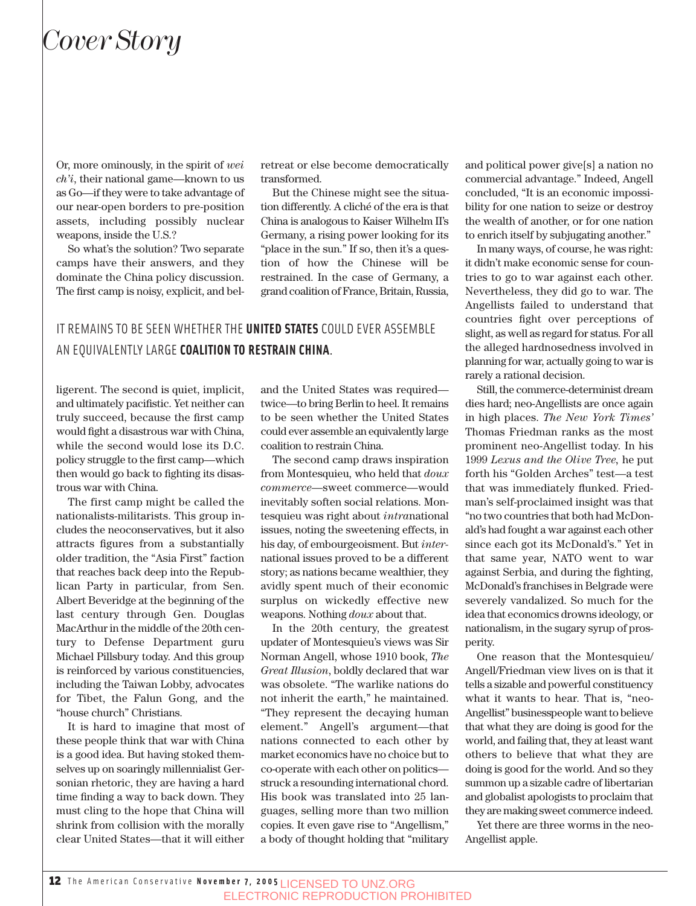# *Cover Story*

Or, more ominously, in the spirit of *wei ch'i*, their national game—known to us as Go—if they were to take advantage of our near-open borders to pre-position assets, including possibly nuclear weapons, inside the U.S.?

So what's the solution? Two separate camps have their answers, and they dominate the China policy discussion. The first camp is noisy, explicit, and belligerent. The second is quiet, implicit, and ultimately pacifistic. Yet neither can truly succeed, because the first camp would fight a disastrous war with China, while the second would lose its D.C. policy struggle to the first camp—which then would go back to fighting its disastrous war with China.

The first camp might be called the nationalists-militarists. This group includes the neoconservatives, but it also attracts figures from a substantially older tradition, the "Asia First" faction that reaches back deep into the Republican Party in particular, from Sen. Albert Beveridge at the beginning of the last century through Gen. Douglas MacArthur in the middle of the 20th century to Defense Department guru Michael Pillsbury today. And this group is reinforced by various constituencies, including the Taiwan Lobby, advocates for Tibet, the Falun Gong, and the "house church" Christians.

It is hard to imagine that most of these people think that war with China is a good idea. But having stoked themselves up on soaringly millennialist Gersonian rhetoric, they are having a hard time finding a way to back down. They must cling to the hope that China will shrink from collision with the morally clear United States—that it will either retreat or else become democratically transformed.

But the Chinese might see the situation differently. A cliché of the era is that China is analogous to Kaiser Wilhelm II's Germany, a rising power looking for its "place in the sun." If so, then it's a question of how the Chinese will be restrained. In the case of Germany, a grand coalition of France, Britain, Russia, and the United States was required—twice—to bring Berlin to heel. It remains to be seen whether the United States could ever assemble an equivalently large coalition to restrain China.

IT REMAINS TO BE SEEN WHETHER THE **UNITED STATES** COULD EVER ASSEMBLE AN EQUIVALENTLY LARGE **COALITION TO RESTRAIN CHINA**.

The second camp draws inspiration from Montesquieu, who held that *doux commerce*—sweet commerce—would inevitably soften social relations. Montesquieu was right about *intra*national issues, noting the sweetening effects, in his day, of embourgeoisment. But *inter*national issues proved to be a different story; as nations became wealthier, they avidly spent much of their economic surplus on wickedly effective new weapons. Nothing *doux* about that.

In the 20th century, the greatest updater of Montesquieu's views was Sir Norman Angell, whose 1910 book, *The Great Illusion*, boldly declared that war was obsolete. "The warlike nations do not inherit the earth," he maintained. "They represent the decaying human element." Angell's argument—that nations connected to each other by market economics have no choice but to co-operate with each other on politics—struck a resounding international chord. His book was translated into 25 languages, selling more than two million copies. It even gave rise to "Angellism," a body of thought holding that "military and political power give[s] a nation no commercial advantage." Indeed, Angell concluded, "It is an economic impossibility for one nation to seize or destroy the wealth of another, or for one nation to enrich itself by subjugating another."

In many ways, of course, he was right: it didn't make economic sense for countries to go to war against each other. Nevertheless, they did go to war. The Angellists failed to understand that countries fight over perceptions of slight, as well as regard for status. For all the alleged hardnosedness involved in planning for war, actually going to war is rarely a rational decision.

Still, the commerce-determinist dream dies hard; neo-Angellists are once again in high places. *The New York Times'* Thomas Friedman ranks as the most prominent neo-Angellist today. In his 1999 *Lexus and the Olive Tree*, he put forth his "Golden Arches" test—a test that was immediately flunked. Friedman's self-proclaimed insight was that "no two countries that both had McDonald's had fought a war against each other since each got its McDonald's." Yet in that same year, NATO went to war against Serbia, and during the fighting, McDonald's franchises in Belgrade were severely vandalized. So much for the idea that economics drowns ideology, or nationalism, in the sugary syrup of prosperity.

One reason that the Montesquieu/Angell/Friedman view lives on is that it tells a sizable and powerful constituency what it wants to hear. That is, "neo-Angellist" businesspeople want to believe that what they are doing is good for the world, and failing that, they at least want others to believe that what they are doing is good for the world. And so they summon up a sizable cadre of libertarian and globalist apologists to proclaim that they are making sweet commerce indeed.

Yet there are three worms in the neo-Angellist apple.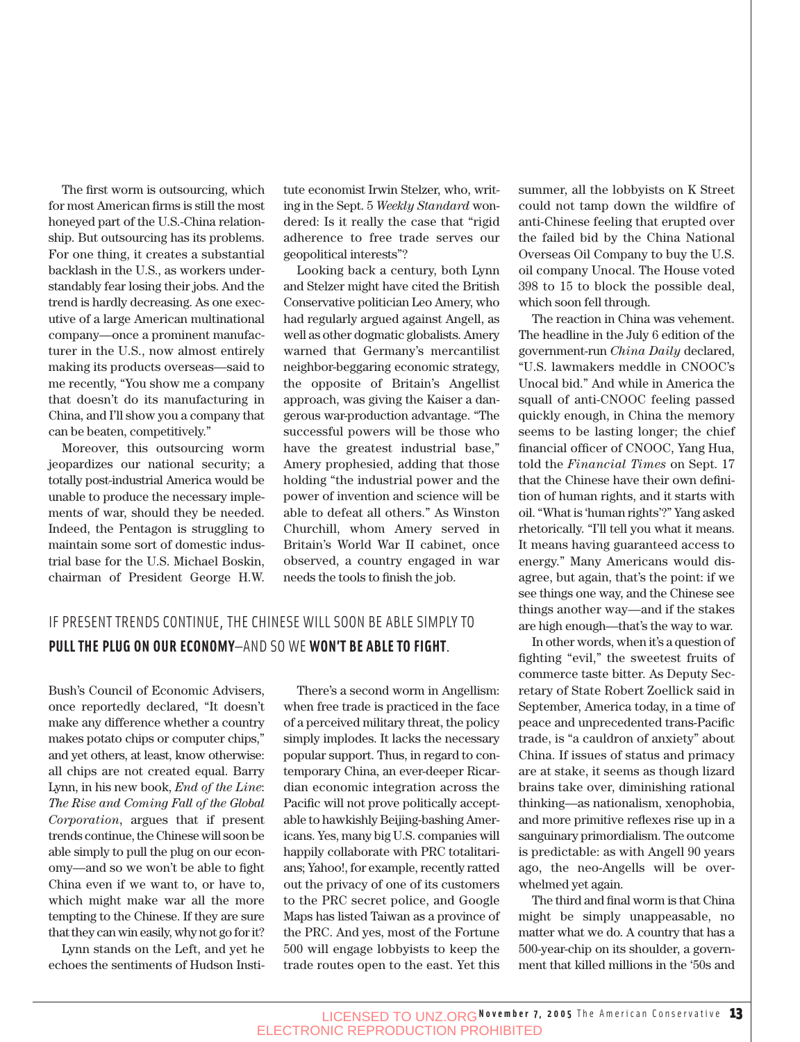The first worm is outsourcing, which for most American firms is still the most honeyed part of the U.S.-China relationship. But outsourcing has its problems. For one thing, it creates a substantial backlash in the U.S., as workers understandably fear losing their jobs. And the trend is hardly decreasing. As one executive of a large American multinational company—once a prominent manufacturer in the U.S., now almost entirely making its products overseas—said to me recently, "You show me a company that doesn't do its manufacturing in China, and I'll show you a company that can be beaten, competitively."

Moreover, this outsourcing worm jeopardizes our national security; a totally post-industrial America would be unable to produce the necessary implements of war, should they be needed. Indeed, the Pentagon is struggling to maintain some sort of domestic industrial base for the U.S. Michael Boskin, chairman of President George H.W. Bush's Council of Economic Advisers, once reportedly declared, "It doesn't make any difference whether a country makes potato chips or computer chips," and yet others, at least, know otherwise: all chips are not created equal. Barry Lynn, in his new book, *End of the Line: The Rise and Coming Fall of the Global Corporation*, argues that if present trends continue, the Chinese will soon be able simply to pull the plug on our economy—and so we won't be able to fight China even if we want to, or have to, which might make war all the more tempting to the Chinese. If they are sure that they can win easily, why not go for it?

Lynn stands on the Left, and yet he echoes the sentiments of Hudson Institute economist Irwin Stelzer, who, writing in the Sept. 5 *Weekly Standard* wondered: Is it really the case that "rigid adherence to free trade serves our geopolitical interests"?

Looking back a century, both Lynn and Stelzer might have cited the British Conservative politician Leo Amery, who had regularly argued against Angell, as well as other dogmatic globalists. Amery warned that Germany's mercantilist neighbor-beggaring economic strategy, the opposite of Britain's Angellist approach, was giving the Kaiser a dangerous war-production advantage. "The successful powers will be those who have the greatest industrial base," Amery prophesied, adding that those holding "the industrial power and the power of invention and science will be able to defeat all others." As Winston Churchill, whom Amery served in Britain's World War II cabinet, once observed, a country engaged in war needs the tools to finish the job.

IF PRESENT TRENDS CONTINUE, THE CHINESE WILL SOON BE ABLE SIMPLY TO **PULL THE PLUG ON OUR ECONOMY**—AND SO WE **WON'T BE ABLE TO FIGHT**.

There's a second worm in Angellism: when free trade is practiced in the face of a perceived military threat, the policy simply implodes. It lacks the necessary popular support. Thus, in regard to contemporary China, an ever-deeper Ricardian economic integration across the Pacific will not prove politically acceptable to hawkishly Beijing-bashing Americans. Yes, many big U.S. companies will happily collaborate with PRC totalitarians; Yahoo!, for example, recently ratted out the privacy of one of its customers to the PRC secret police, and Google Maps has listed Taiwan as a province of the PRC. And yes, most of the Fortune 500 will engage lobbyists to keep the trade routes open to the east. Yet this summer, all the lobbyists on K Street could not tamp down the wildfire of anti-Chinese feeling that erupted over the failed bid by the China National Overseas Oil Company to buy the U.S. oil company Unocal. The House voted 398 to 15 to block the possible deal, which soon fell through.

The reaction in China was vehement. The headline in the July 6 edition of the government-run *China Daily* declared, "U.S. lawmakers meddle in CNOOC's Unocal bid." And while in America the squall of anti-CNOOC feeling passed quickly enough, in China the memory seems to be lasting longer; the chief financial officer of CNOOC, Yang Hua, told the *Financial Times* on Sept. 17 that the Chinese have their own definition of human rights, and it starts with oil. "What is 'human rights'?" Yang asked rhetorically. "I'll tell you what it means. It means having guaranteed access to energy." Many Americans would disagree, but again, that's the point: if we see things one way, and the Chinese see things another way—and if the stakes are high enough—that's the way to war.

In other words, when it's a question of fighting "evil," the sweetest fruits of commerce taste bitter. As Deputy Secretary of State Robert Zoellick said in September, America today, in a time of peace and unprecedented trans-Pacific trade, is "a cauldron of anxiety" about China. If issues of status and primacy are at stake, it seems as though lizard brains take over, diminishing rational thinking—as nationalism, xenophobia, and more primitive reflexes rise up in a sanguinary primordialism. The outcome is predictable: as with Angell 90 years ago, the neo-Angells will be overwhelmed yet again.

The third and final worm is that China might be simply unappeasable, no matter what we do. A country that has a 500-year-chip on its shoulder, a government that killed millions in the '50s and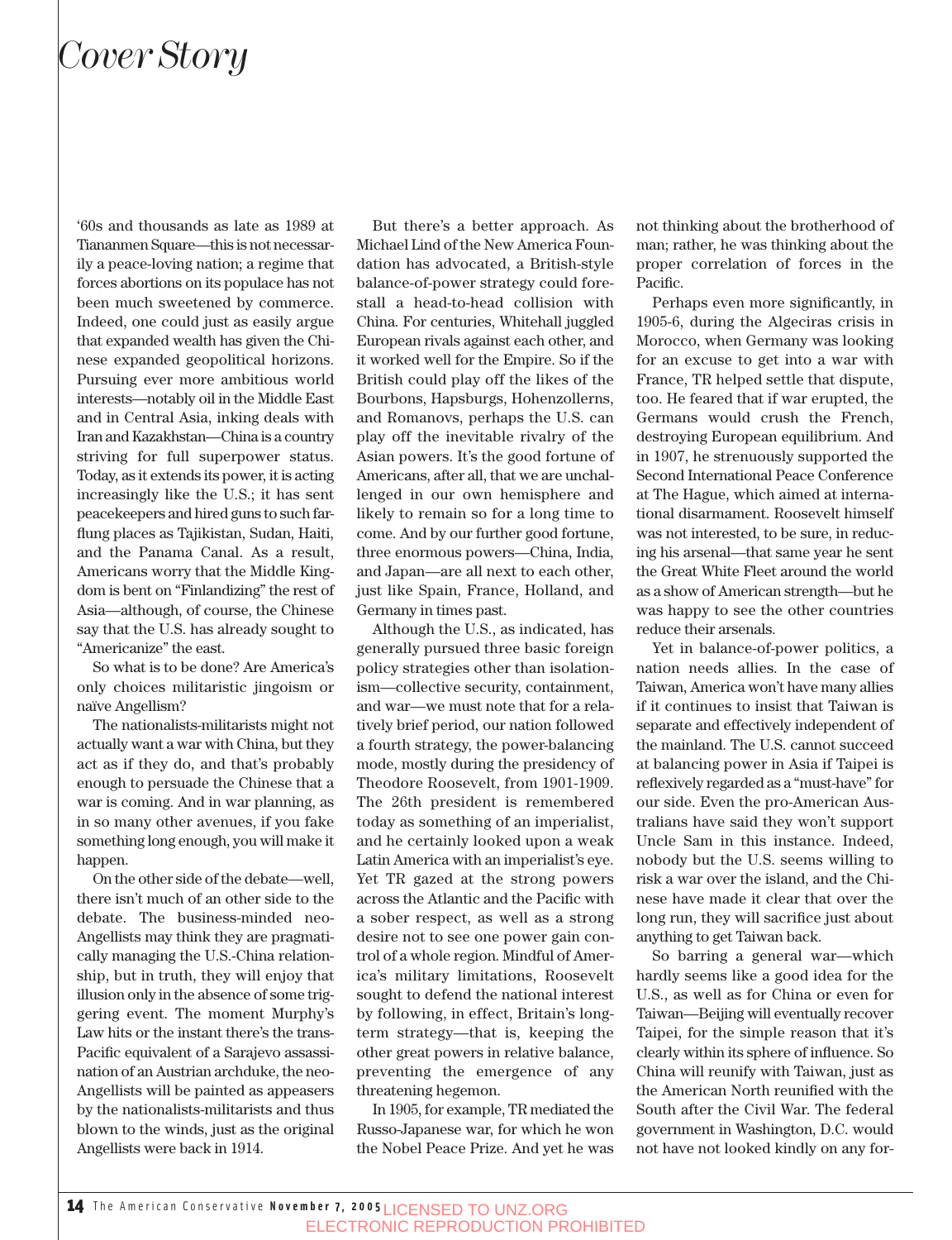'60s and thousands as late as 1989 at Tiananmen Square—this is not necessarily a peace-loving nation; a regime that forces abortions on its populace has not been much sweetened by commerce. Indeed, one could just as easily argue that expanded wealth has given the Chinese expanded geopolitical horizons. Pursuing ever more ambitious world interests—notably oil in the Middle East and in Central Asia, inking deals with Iran and Kazakhstan—China is a country striving for full superpower status. Today, as it extends its power, it is acting increasingly like the U.S.; it has sent peacekeepers and hired guns to such far-flung places as Tajikistan, Sudan, Haiti, and the Panama Canal. As a result, Americans worry that the Middle Kingdom is bent on "Finlandizing" the rest of Asia—although, of course, the Chinese say that the U.S. has already sought to "Americanize" the east.

So what is to be done? Are America's only choices militaristic jingoism or naïve Angellism?

The nationalists-militarists might not actually want a war with China, but they act as if they do, and that's probably enough to persuade the Chinese that a war is coming. And in war planning, as in so many other avenues, if you fake something long enough, you will make it happen.

On the other side of the debate—well, there isn't much of an other side to the debate. The business-minded neo-Angellists may think they are pragmatically managing the U.S.-China relationship, but in truth, they will enjoy that illusion only in the absence of some triggering event. The moment Murphy's Law hits or the instant there's the trans-Pacific equivalent of a Sarajevo assassination of an Austrian archduke, the neo-Angellists will be painted as appeasers by the nationalists-militarists and thus blown to the winds, just as the original Angellists were back in 1914.

But there's a better approach. As Michael Lind of the New America Foundation has advocated, a British-style balance-of-power strategy could forestall a head-to-head collision with China. For centuries, Whitehall juggled European rivals against each other, and it worked well for the Empire. So if the British could play off the likes of the Bourbons, Hapsburgs, Hohenzollerns, and Romanovs, perhaps the U.S. can play off the inevitable rivalry of the Asian powers. It's the good fortune of Americans, after all, that we are unchallenged in our own hemisphere and likely to remain so for a long time to come. And by our further good fortune, three enormous powers—China, India, and Japan—are all next to each other, just like Spain, France, Holland, and Germany in times past.

Although the U.S., as indicated, has generally pursued three basic foreign policy strategies other than isolationism—collective security, containment, and war—we must note that for a relatively brief period, our nation followed a fourth strategy, the power-balancing mode, mostly during the presidency of Theodore Roosevelt, from 1901-1909. The 26th president is remembered today as something of an imperialist, and he certainly looked upon a weak Latin America with an imperialist's eye. Yet TR gazed at the strong powers across the Atlantic and the Pacific with a sober respect, as well as a strong desire not to see one power gain control of a whole region. Mindful of America's military limitations, Roosevelt sought to defend the national interest by following, in effect, Britain's long-term strategy—that is, keeping the other great powers in relative balance, preventing the emergence of any threatening hegemon.

In 1905, for example, TR mediated the Russo-Japanese war, for which he won the Nobel Peace Prize. And yet he was not thinking about the brotherhood of man; rather, he was thinking about the proper correlation of forces in the Pacific.

Perhaps even more significantly, in 1905-6, during the Algeciras crisis in Morocco, when Germany was looking for an excuse to get into a war with France, TR helped settle that dispute, too. He feared that if war erupted, the Germans would crush the French, destroying European equilibrium. And in 1907, he strenuously supported the Second International Peace Conference at The Hague, which aimed at international disarmament. Roosevelt himself was not interested, to be sure, in reducing his arsenal—that same year he sent the Great White Fleet around the world as a show of American strength—but he was happy to see the other countries reduce their arsenals.

Yet in balance-of-power politics, a nation needs allies. In the case of Taiwan, America won't have many allies if it continues to insist that Taiwan is separate and effectively independent of the mainland. The U.S. cannot succeed at balancing power in Asia if Taipei is reflexively regarded as a "must-have" for our side. Even the pro-American Australians have said they won't support Uncle Sam in this instance. Indeed, nobody but the U.S. seems willing to risk a war over the island, and the Chinese have made it clear that over the long run, they will sacrifice just about anything to get Taiwan back.

So barring a general war—which hardly seems like a good idea for the U.S., as well as for China or even for Taiwan—Beijing will eventually recover Taipei, for the simple reason that it's clearly within its sphere of influence. So China will reunify with Taiwan, just as the American North reunified with the South after the Civil War. The federal government in Washington, D.C. would not have not looked kindly on any for-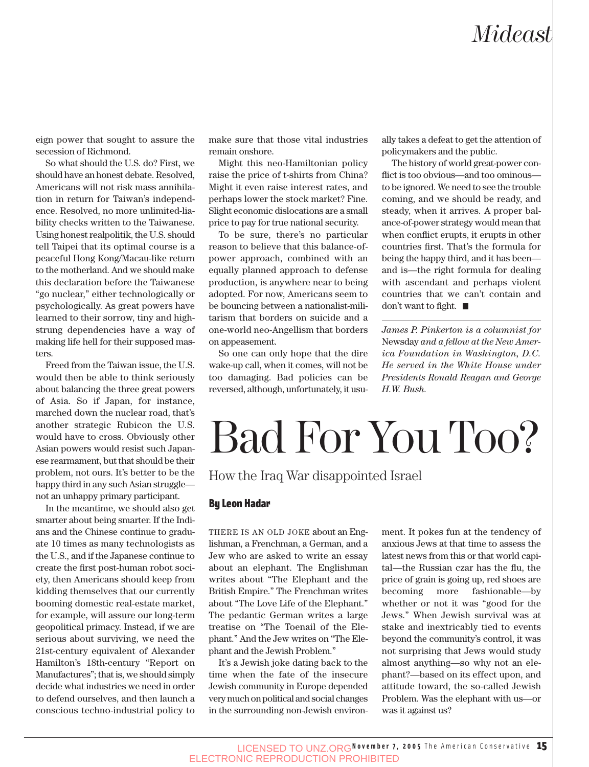eign power that sought to assure the secession of Richmond.

So what should the U.S. do? First, we should have an honest debate. Resolved, Americans will not risk mass annihilation in return for Taiwan's independence. Resolved, no more unlimited-liability checks written to the Taiwanese. Using honest realpolitik, the U.S. should tell Taipei that its optimal course is a peaceful Hong Kong/Macau-like return to the motherland. And we should make this declaration before the Taiwanese "go nuclear," either technologically or psychologically. As great powers have learned to their sorrow, tiny and high-strung dependencies have a way of making life hell for their supposed masters.

Freed from the Taiwan issue, the U.S. would then be able to think seriously about balancing the three great powers of Asia. So if Japan, for instance, marched down the nuclear road, that's another strategic Rubicon the U.S. would have to cross. Obviously other Asian powers would resist such Japanese rearmament, but that should be their problem, not ours. It's better to be the happy third in any such Asian struggle—not an unhappy primary participant.

In the meantime, we should also get smarter about being smarter. If the Indians and the Chinese continue to graduate 10 times as many technologists as the U.S., and if the Japanese continue to create the first post-human robot society, then Americans should keep from kidding themselves that our currently booming domestic real-estate market, for example, will assure our long-term geopolitical primacy. Instead, if we are serious about surviving, we need the 21st-century equivalent of Alexander Hamilton's 18th-century "Report on Manufactures"; that is, we should simply decide what industries we need in order to defend ourselves, and then launch a conscious techno-industrial policy to make sure that those vital industries remain onshore.

Might this neo-Hamiltonian policy raise the price of t-shirts from China? Might it even raise interest rates, and perhaps lower the stock market? Fine. Slight economic dislocations are a small price to pay for true national security.

To be sure, there's no particular reason to believe that this balance-of-power approach, combined with an equally planned approach to defense production, is anywhere near to being adopted. For now, Americans seem to be bouncing between a nationalist-militarism that borders on suicide and a one-world neo-Angellism that borders on appeasement.

So one can only hope that the dire wake-up call, when it comes, will not be too damaging. Bad policies can be reversed, although, unfortunately, it usually takes a defeat to get the attention of policymakers and the public.

The history of world great-power conflict is too obvious—and too ominous—to be ignored. We need to see the trouble coming, and we should be ready, and steady, when it arrives. A proper balance-of-power strategy would mean that when conflict erupts, it erupts in other countries first. That's the formula for being the happy third, and it has been—and is—the right formula for dealing with ascendant and perhaps violent countries that we can't contain and don't want to fight. ■

---

*James P. Pinkerton is a columnist for* Newsday *and a fellow at the New America Foundation in Washington, D.C. He served in the White House under Presidents Ronald Reagan and George H.W. Bush.*

# Bad For You Too?

How the Iraq War disappointed Israel

**By Leon Hadar**

THERE IS AN OLD JOKE about an Englishman, a Frenchman, a German, and a Jew who are asked to write an essay about an elephant. The Englishman writes about "The Elephant and the British Empire." The Frenchman writes about "The Love Life of the Elephant." The pedantic German writes a large treatise on "The Toenail of the Elephant." And the Jew writes on "The Elephant and the Jewish Problem."

It's a Jewish joke dating back to the time when the fate of the insecure Jewish community in Europe depended very much on political and social changes in the surrounding non-Jewish environment. It pokes fun at the tendency of anxious Jews at that time to assess the latest news from this or that world capital—the Russian czar has the flu, the price of grain is going up, red shoes are becoming more fashionable—by whether or not it was "good for the Jews." When Jewish survival was at stake and inextricably tied to events beyond the community's control, it was not surprising that Jews would study almost anything—so why not an elephant?—based on its effect upon, and attitude toward, the so-called Jewish Problem. Was the elephant with us—or was it against us?